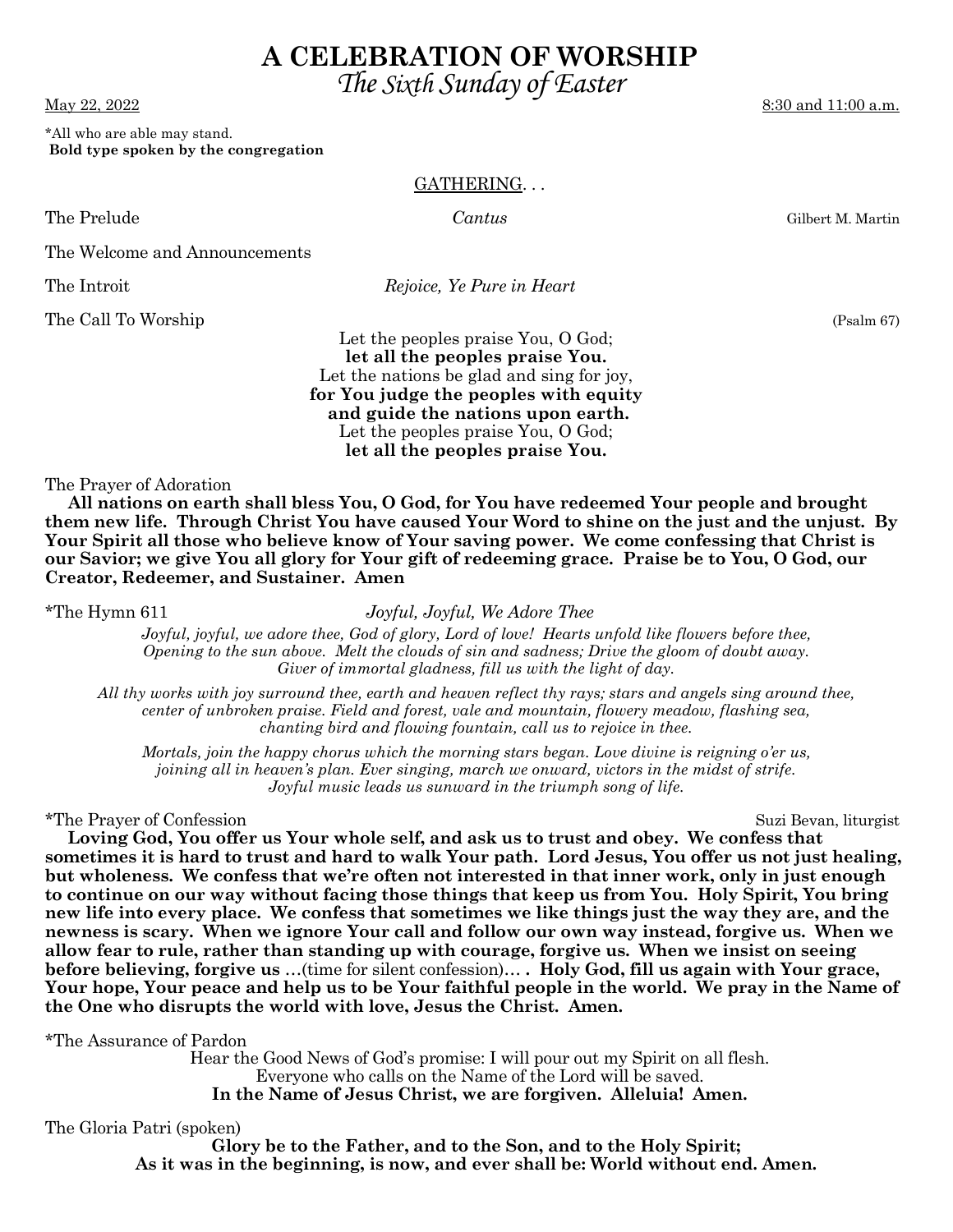# A CELEBRATION OF WORSHIP

## *The Sixth Sunday of Easter*

May 22, 2022 — 8:30 and 11:00 a.m.

*All who are able may stand.
**Bold type spoken by the congregation**

GATHERING. . .

The Prelude — *Cantus* — Gilbert M. Martin

The Welcome and Announcements

The Introit — *Rejoice, Ye Pure in Heart*

The Call To Worship (Psalm 67)

Let the peoples praise You, O God;
**let all the peoples praise You.**
Let the nations be glad and sing for joy,
**for You judge the peoples with equity and guide the nations upon earth.**
Let the peoples praise You, O God;
**let all the peoples praise You.**

The Prayer of Adoration

**All nations on earth shall bless You, O God, for You have redeemed Your people and brought them new life. Through Christ You have caused Your Word to shine on the just and the unjust. By Your Spirit all those who believe know of Your saving power. We come confessing that Christ is our Savior; we give You all glory for Your gift of redeeming grace. Praise be to You, O God, our Creator, Redeemer, and Sustainer. Amen**

*The Hymn 611 — *Joyful, Joyful, We Adore Thee*

*Joyful, joyful, we adore thee, God of glory, Lord of love! Hearts unfold like flowers before thee, Opening to the sun above. Melt the clouds of sin and sadness; Drive the gloom of doubt away. Giver of immortal gladness, fill us with the light of day.*

*All thy works with joy surround thee, earth and heaven reflect thy rays; stars and angels sing around thee, center of unbroken praise. Field and forest, vale and mountain, flowery meadow, flashing sea, chanting bird and flowing fountain, call us to rejoice in thee.*

*Mortals, join the happy chorus which the morning stars began. Love divine is reigning o'er us, joining all in heaven's plan. Ever singing, march we onward, victors in the midst of strife. Joyful music leads us sunward in the triumph song of life.*

*The Prayer of Confession — Suzi Bevan, liturgist

**Loving God, You offer us Your whole self, and ask us to trust and obey. We confess that sometimes it is hard to trust and hard to walk Your path. Lord Jesus, You offer us not just healing, but wholeness. We confess that we're often not interested in that inner work, only in just enough to continue on our way without facing those things that keep us from You. Holy Spirit, You bring new life into every place. We confess that sometimes we like things just the way they are, and the newness is scary. When we ignore Your call and follow our own way instead, forgive us. When we allow fear to rule, rather than standing up with courage, forgive us. When we insist on seeing before believing, forgive us** …(time for silent confession)… **. Holy God, fill us again with Your grace, Your hope, Your peace and help us to be Your faithful people in the world. We pray in the Name of the One who disrupts the world with love, Jesus the Christ. Amen.**

*The Assurance of Pardon

Hear the Good News of God's promise: I will pour out my Spirit on all flesh.
Everyone who calls on the Name of the Lord will be saved.
**In the Name of Jesus Christ, we are forgiven. Alleluia! Amen.**

The Gloria Patri (spoken)

**Glory be to the Father, and to the Son, and to the Holy Spirit;
As it was in the beginning, is now, and ever shall be: World without end. Amen.**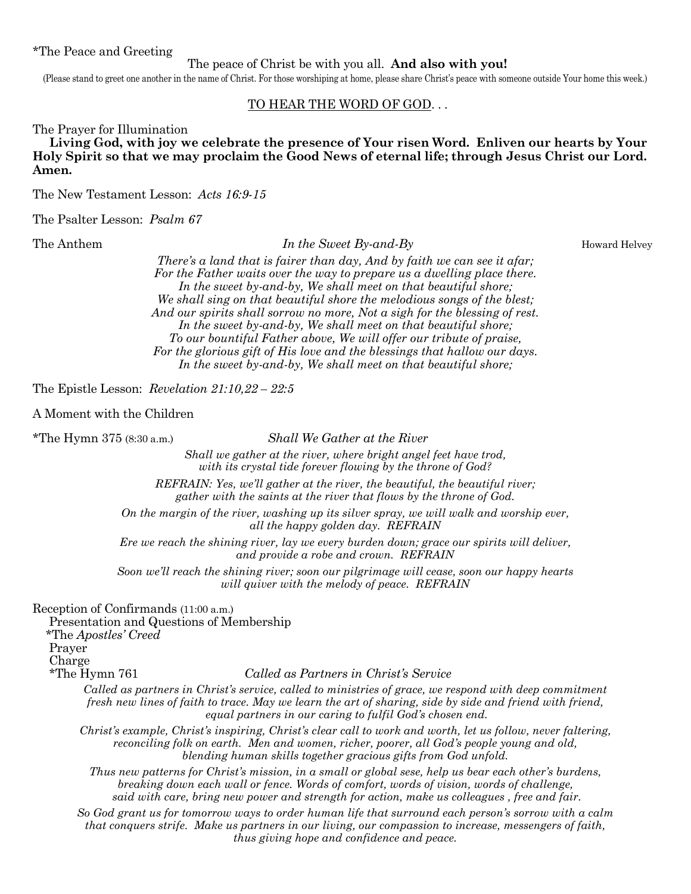*The Peace and Greeting

The peace of Christ be with you all. **And also with you!**

(Please stand to greet one another in the name of Christ. For those worshiping at home, please share Christ's peace with someone outside Your home this week.)

TO HEAR THE WORD OF GOD. . .

The Prayer for Illumination

**Living God, with joy we celebrate the presence of Your risen Word. Enliven our hearts by Your Holy Spirit so that we may proclaim the Good News of eternal life; through Jesus Christ our Lord. Amen.**

The New Testament Lesson: *Acts 16:9-15*

The Psalter Lesson: *Psalm 67*

The Anthem *In the Sweet By-and-By* Howard Helvey

*There's a land that is fairer than day, And by faith we can see it afar;*
*For the Father waits over the way to prepare us a dwelling place there.*
*In the sweet by-and-by, We shall meet on that beautiful shore;*
*We shall sing on that beautiful shore the melodious songs of the blest;*
*And our spirits shall sorrow no more, Not a sigh for the blessing of rest.*
*In the sweet by-and-by, We shall meet on that beautiful shore;*
*To our bountiful Father above, We will offer our tribute of praise,*
*For the glorious gift of His love and the blessings that hallow our days.*
*In the sweet by-and-by, We shall meet on that beautiful shore;*

The Epistle Lesson: *Revelation 21:10,22 – 22:5*

A Moment with the Children

*The Hymn 375 (8:30 a.m.) *Shall We Gather at the River*

*Shall we gather at the river, where bright angel feet have trod,*
*with its crystal tide forever flowing by the throne of God?*

*REFRAIN: Yes, we'll gather at the river, the beautiful, the beautiful river;*
*gather with the saints at the river that flows by the throne of God.*

*On the margin of the river, washing up its silver spray, we will walk and worship ever,*
*all the happy golden day. REFRAIN*

*Ere we reach the shining river, lay we every burden down; grace our spirits will deliver,*
*and provide a robe and crown. REFRAIN*

*Soon we'll reach the shining river; soon our pilgrimage will cease, soon our happy hearts*
*will quiver with the melody of peace. REFRAIN*

Reception of Confirmands (11:00 a.m.)

Presentation and Questions of Membership
*The *Apostles' Creed*
Prayer
Charge
*The Hymn 761 *Called as Partners in Christ's Service*

*Called as partners in Christ's service, called to ministries of grace, we respond with deep commitment*
*fresh new lines of faith to trace. May we learn the art of sharing, side by side and friend with friend,*
*equal partners in our caring to fulfil God's chosen end.*

*Christ's example, Christ's inspiring, Christ's clear call to work and worth, let us follow, never faltering,*
*reconciling folk on earth. Men and women, richer, poorer, all God's people young and old,*
*blending human skills together gracious gifts from God unfold.*

*Thus new patterns for Christ's mission, in a small or global sese, help us bear each other's burdens,*
*breaking down each wall or fence. Words of comfort, words of vision, words of challenge,*
*said with care, bring new power and strength for action, make us colleagues , free and fair.*

*So God grant us for tomorrow ways to order human life that surround each person's sorrow with a calm*
*that conquers strife. Make us partners in our living, our compassion to increase, messengers of faith,*
*thus giving hope and confidence and peace.*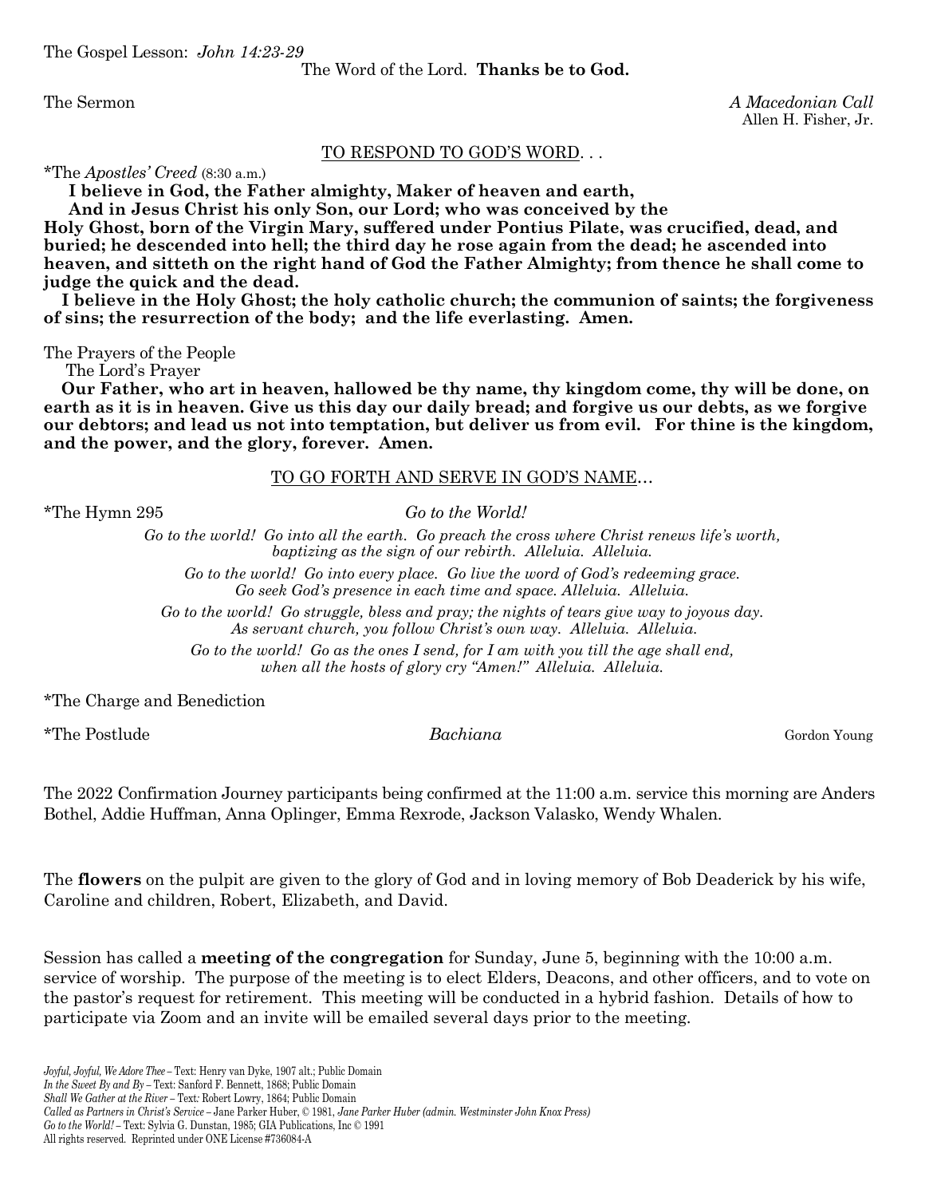The Gospel Lesson: *John 14:23-29*

The Word of the Lord. **Thanks be to God.**

The Sermon *A Macedonian Call*
Allen H. Fisher, Jr.

TO RESPOND TO GOD'S WORD. . .

*The *Apostles' Creed* (8:30 a.m.)

**I believe in God, the Father almighty, Maker of heaven and earth,**
**And in Jesus Christ his only Son, our Lord; who was conceived by the Holy Ghost, born of the Virgin Mary, suffered under Pontius Pilate, was crucified, dead, and buried; he descended into hell; the third day he rose again from the dead; he ascended into heaven, and sitteth on the right hand of God the Father Almighty; from thence he shall come to judge the quick and the dead.**
**I believe in the Holy Ghost; the holy catholic church; the communion of saints; the forgiveness of sins; the resurrection of the body; and the life everlasting. Amen.**

The Prayers of the People

The Lord's Prayer

**Our Father, who art in heaven, hallowed be thy name, thy kingdom come, thy will be done, on earth as it is in heaven. Give us this day our daily bread; and forgive us our debts, as we forgive our debtors; and lead us not into temptation, but deliver us from evil. For thine is the kingdom, and the power, and the glory, forever. Amen.**

TO GO FORTH AND SERVE IN GOD'S NAME…

*The Hymn 295 *Go to the World!*

*Go to the world! Go into all the earth. Go preach the cross where Christ renews life's worth, baptizing as the sign of our rebirth. Alleluia. Alleluia.*

*Go to the world! Go into every place. Go live the word of God's redeeming grace. Go seek God's presence in each time and space. Alleluia. Alleluia.*

*Go to the world! Go struggle, bless and pray; the nights of tears give way to joyous day. As servant church, you follow Christ's own way. Alleluia. Alleluia.*

*Go to the world! Go as the ones I send, for I am with you till the age shall end, when all the hosts of glory cry "Amen!" Alleluia. Alleluia.*

*The Charge and Benediction

*The Postlude *Bachiana* Gordon Young

The 2022 Confirmation Journey participants being confirmed at the 11:00 a.m. service this morning are Anders Bothel, Addie Huffman, Anna Oplinger, Emma Rexrode, Jackson Valasko, Wendy Whalen.

The **flowers** on the pulpit are given to the glory of God and in loving memory of Bob Deaderick by his wife, Caroline and children, Robert, Elizabeth, and David.

Session has called a **meeting of the congregation** for Sunday, June 5, beginning with the 10:00 a.m. service of worship. The purpose of the meeting is to elect Elders, Deacons, and other officers, and to vote on the pastor's request for retirement. This meeting will be conducted in a hybrid fashion. Details of how to participate via Zoom and an invite will be emailed several days prior to the meeting.

*Joyful, Joyful, We Adore Thee* – Text: Henry van Dyke, 1907 alt.; Public Domain
*In the Sweet By and By* – Text: Sanford F. Bennett, 1868; Public Domain
*Shall We Gather at the River* – Text: Robert Lowry, 1864; Public Domain
*Called as Partners in Christ's Service* – Jane Parker Huber, © 1981, *Jane Parker Huber (admin. Westminster John Knox Press)*
*Go to the World!* – Text: Sylvia G. Dunstan, 1985; GIA Publications, Inc © 1991
All rights reserved. Reprinted under ONE License #736084-A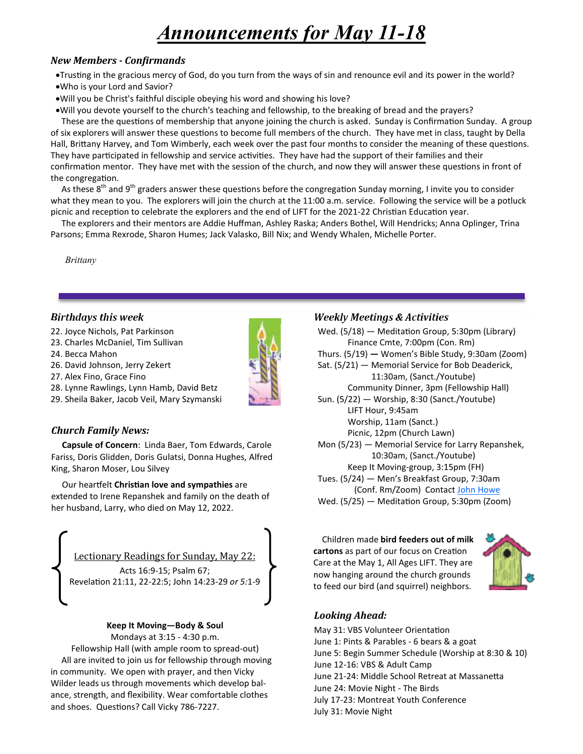# *Announcements for May 11-18*

### *New Members - Confirmands*

- Trusting in the gracious mercy of God, do you turn from the ways of sin and renounce evil and its power in the world?
- Who is your Lord and Savior?
- Will you be Christ's faithful disciple obeying his word and showing his love?
- Will you devote yourself to the church's teaching and fellowship, to the breaking of bread and the prayers?

These are the questions of membership that anyone joining the church is asked. Sunday is Confirmation Sunday. A group of six explorers will answer these questions to become full members of the church. They have met in class, taught by Della Hall, Brittany Harvey, and Tom Wimberly, each week over the past four months to consider the meaning of these questions. They have participated in fellowship and service activities. They have had the support of their families and their confirmation mentor. They have met with the session of the church, and now they will answer these questions in front of the congregation.

As these 8th and 9th graders answer these questions before the congregation Sunday morning, I invite you to consider what they mean to you. The explorers will join the church at the 11:00 a.m. service. Following the service will be a potluck picnic and reception to celebrate the explorers and the end of LIFT for the 2021-22 Christian Education year.

The explorers and their mentors are Addie Huffman, Ashley Raska; Anders Bothel, Will Hendricks; Anna Oplinger, Trina Parsons; Emma Rexrode, Sharon Humes; Jack Valasko, Bill Nix; and Wendy Whalen, Michelle Porter.

*Brittany*

### *Birthdays this week*

22. Joyce Nichols, Pat Parkinson
23. Charles McDaniel, Tim Sullivan
24. Becca Mahon
26. David Johnson, Jerry Zekert
27. Alex Fino, Grace Fino
28. Lynne Rawlings, Lynn Hamb, David Betz
29. Sheila Baker, Jacob Veil, Mary Szymanski

### *Church Family News:*

**Capsule of Concern**: Linda Baer, Tom Edwards, Carole Fariss, Doris Glidden, Doris Gulatsi, Donna Hughes, Alfred King, Sharon Moser, Lou Silvey

Our heartfelt **Christian love and sympathies** are extended to Irene Repanshek and family on the death of her husband, Larry, who died on May 12, 2022.

Lectionary Readings for Sunday, May 22:
Acts 16:9-15; Psalm 67;
Revelation 21:11, 22-22:5; John 14:23-29 *or 5*:1-9

**Keep It Moving—Body & Soul**
Mondays at 3:15 - 4:30 p.m.
Fellowship Hall (with ample room to spread-out)

All are invited to join us for fellowship through moving in community. We open with prayer, and then Vicky Wilder leads us through movements which develop balance, strength, and flexibility. Wear comfortable clothes and shoes. Questions? Call Vicky 786-7227.

### *Weekly Meetings & Activities*

Wed. (5/18) — Meditation Group, 5:30pm (Library)
Finance Cmte, 7:00pm (Con. Rm)
Thurs. (5/19) — Women's Bible Study, 9:30am (Zoom)
Sat. (5/21) — Memorial Service for Bob Deaderick, 11:30am, (Sanct./Youtube)
Community Dinner, 3pm (Fellowship Hall)
Sun. (5/22) — Worship, 8:30 (Sanct./Youtube)
LIFT Hour, 9:45am
Worship, 11am (Sanct.)
Picnic, 12pm (Church Lawn)
Mon (5/23) — Memorial Service for Larry Repanshek, 10:30am, (Sanct./Youtube)
Keep It Moving-group, 3:15pm (FH)
Tues. (5/24) — Men's Breakfast Group, 7:30am (Conf. Rm/Zoom) Contact John Howe
Wed. (5/25) — Meditation Group, 5:30pm (Zoom)

Children made **bird feeders out of milk cartons** as part of our focus on Creation Care at the May 1, All Ages LIFT. They are now hanging around the church grounds to feed our bird (and squirrel) neighbors.

### *Looking Ahead:*

May 31: VBS Volunteer Orientation
June 1: Pints & Parables - 6 bears & a goat
June 5: Begin Summer Schedule (Worship at 8:30 & 10)
June 12-16: VBS & Adult Camp
June 21-24: Middle School Retreat at Massanetta
June 24: Movie Night - The Birds
July 17-23: Montreat Youth Conference
July 31: Movie Night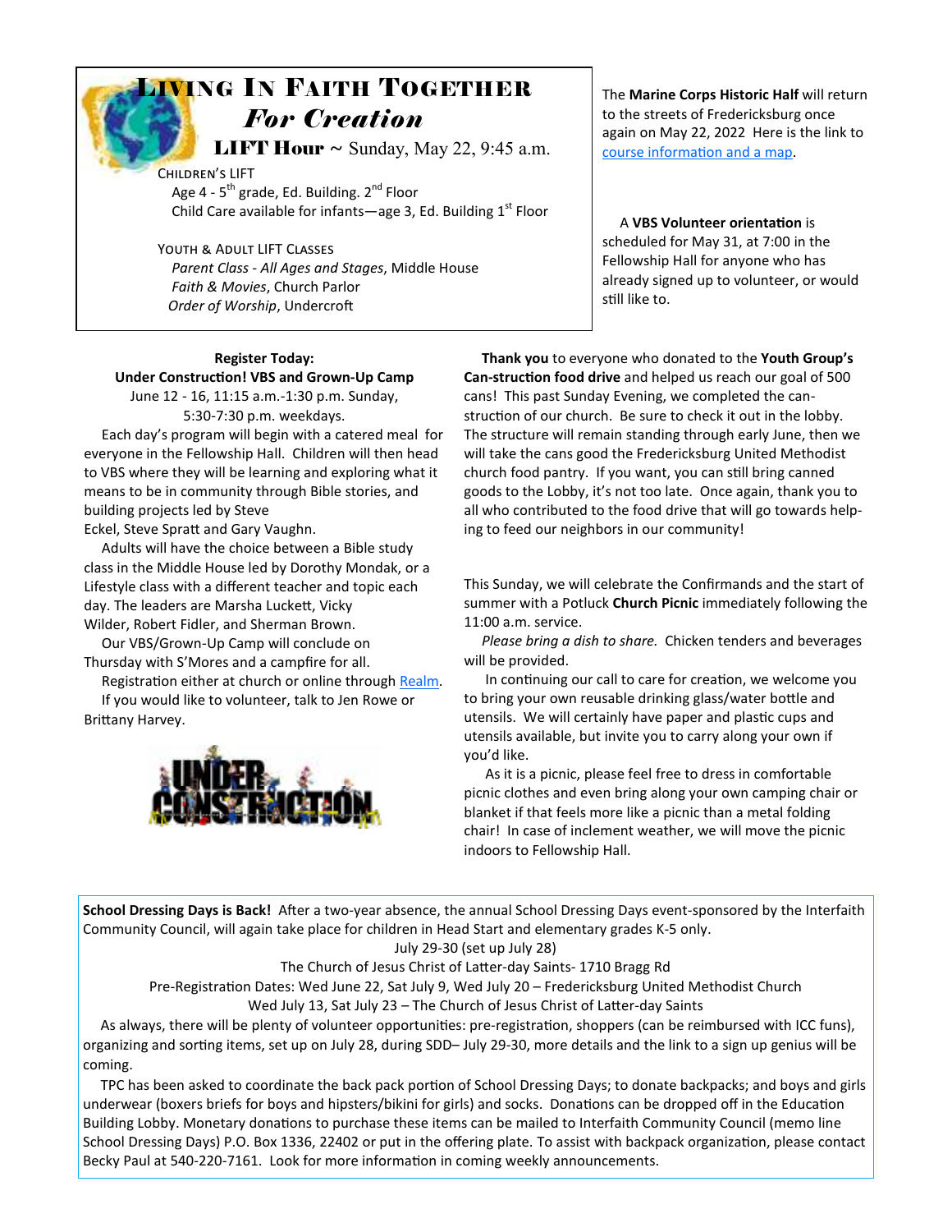# Living In Faith Together *For Creation*

**LIFT Hour** ~ Sunday, May 22, 9:45 a.m.

Children's LIFT

Age 4 - 5th grade, Ed. Building. 2nd Floor

Child Care available for infants—age 3, Ed. Building 1st Floor

Youth & Adult LIFT Classes

*Parent Class - All Ages and Stages*, Middle House

*Faith & Movies*, Church Parlor

*Order of Worship*, Undercroft

The **Marine Corps Historic Half** will return to the streets of Fredericksburg once again on May 22, 2022 Here is the link to course information and a map.

A **VBS Volunteer orientation** is scheduled for May 31, at 7:00 in the Fellowship Hall for anyone who has already signed up to volunteer, or would still like to.

**Register Today:**
**Under Construction! VBS and Grown-Up Camp**

June 12 - 16, 11:15 a.m.-1:30 p.m. Sunday, 5:30-7:30 p.m. weekdays.

Each day's program will begin with a catered meal for everyone in the Fellowship Hall. Children will then head to VBS where they will be learning and exploring what it means to be in community through Bible stories, and building projects led by Steve Eckel, Steve Spratt and Gary Vaughn.

Adults will have the choice between a Bible study class in the Middle House led by Dorothy Mondak, or a Lifestyle class with a different teacher and topic each day. The leaders are Marsha Luckett, Vicky Wilder, Robert Fidler, and Sherman Brown.

Our VBS/Grown-Up Camp will conclude on Thursday with S'Mores and a campfire for all.

Registration either at church or online through Realm.

If you would like to volunteer, talk to Jen Rowe or Brittany Harvey.

**Thank you** to everyone who donated to the **Youth Group's Can-struction food drive** and helped us reach our goal of 500 cans! This past Sunday Evening, we completed the can-struction of our church. Be sure to check it out in the lobby. The structure will remain standing through early June, then we will take the cans good the Fredericksburg United Methodist church food pantry. If you want, you can still bring canned goods to the Lobby, it's not too late. Once again, thank you to all who contributed to the food drive that will go towards helping to feed our neighbors in our community!

This Sunday, we will celebrate the Confirmands and the start of summer with a Potluck **Church Picnic** immediately following the 11:00 a.m. service.

*Please bring a dish to share.* Chicken tenders and beverages will be provided.

In continuing our call to care for creation, we welcome you to bring your own reusable drinking glass/water bottle and utensils. We will certainly have paper and plastic cups and utensils available, but invite you to carry along your own if you'd like.

As it is a picnic, please feel free to dress in comfortable picnic clothes and even bring along your own camping chair or blanket if that feels more like a picnic than a metal folding chair! In case of inclement weather, we will move the picnic indoors to Fellowship Hall.

**School Dressing Days is Back!** After a two-year absence, the annual School Dressing Days event-sponsored by the Interfaith Community Council, will again take place for children in Head Start and elementary grades K-5 only.

July 29-30 (set up July 28)

The Church of Jesus Christ of Latter-day Saints- 1710 Bragg Rd

Pre-Registration Dates: Wed June 22, Sat July 9, Wed July 20 – Fredericksburg United Methodist Church

Wed July 13, Sat July 23 – The Church of Jesus Christ of Latter-day Saints

As always, there will be plenty of volunteer opportunities: pre-registration, shoppers (can be reimbursed with ICC funs), organizing and sorting items, set up on July 28, during SDD– July 29-30, more details and the link to a sign up genius will be coming.

TPC has been asked to coordinate the back pack portion of School Dressing Days; to donate backpacks; and boys and girls underwear (boxers briefs for boys and hipsters/bikini for girls) and socks. Donations can be dropped off in the Education Building Lobby. Monetary donations to purchase these items can be mailed to Interfaith Community Council (memo line School Dressing Days) P.O. Box 1336, 22402 or put in the offering plate. To assist with backpack organization, please contact Becky Paul at 540-220-7161. Look for more information in coming weekly announcements.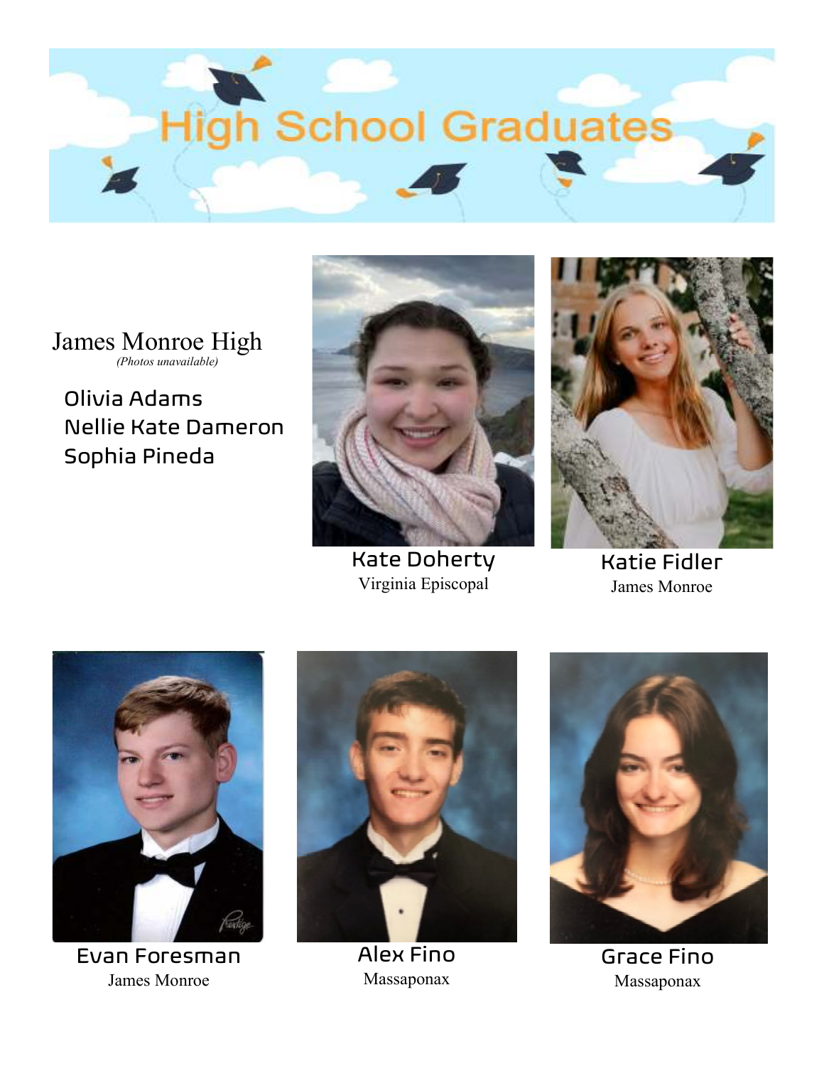# High School Graduates

James Monroe High
*(Photos unavailable)*

Olivia Adams
Nellie Kate Dameron
Sophia Pineda

**Kate Doherty**
Virginia Episcopal

**Katie Fidler**
James Monroe

**Evan Foresman**
James Monroe

**Alex Fino**
Massaponax

**Grace Fino**
Massaponax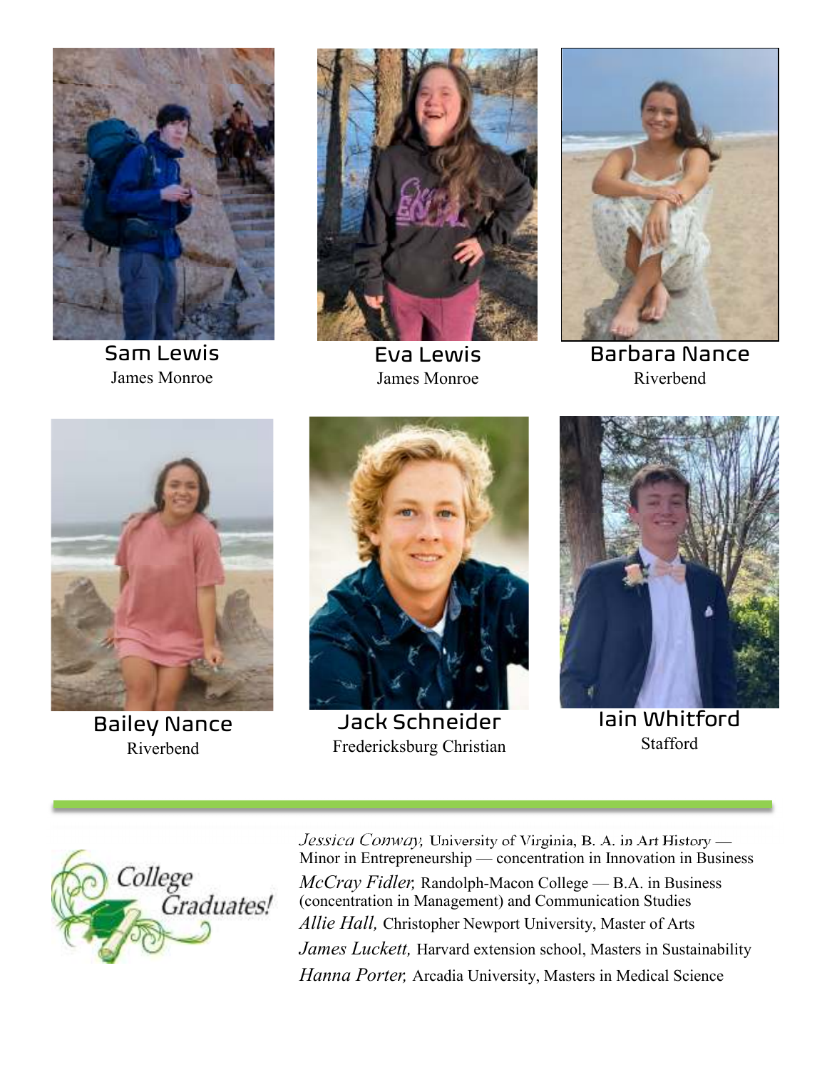**Sam Lewis**
James Monroe

**Eva Lewis**
James Monroe

**Barbara Nance**
Riverbend

**Bailey Nance**
Riverbend

**Jack Schneider**
Fredericksburg Christian

**Iain Whitford**
Stafford

---

## College Graduates!

*Jessica Conway,* University of Virginia, B. A. in Art History — Minor in Entrepreneurship — concentration in Innovation in Business

*McCray Fidler,* Randolph-Macon College — B.A. in Business (concentration in Management) and Communication Studies

*Allie Hall,* Christopher Newport University, Master of Arts

*James Luckett,* Harvard extension school, Masters in Sustainability

*Hanna Porter,* Arcadia University, Masters in Medical Science